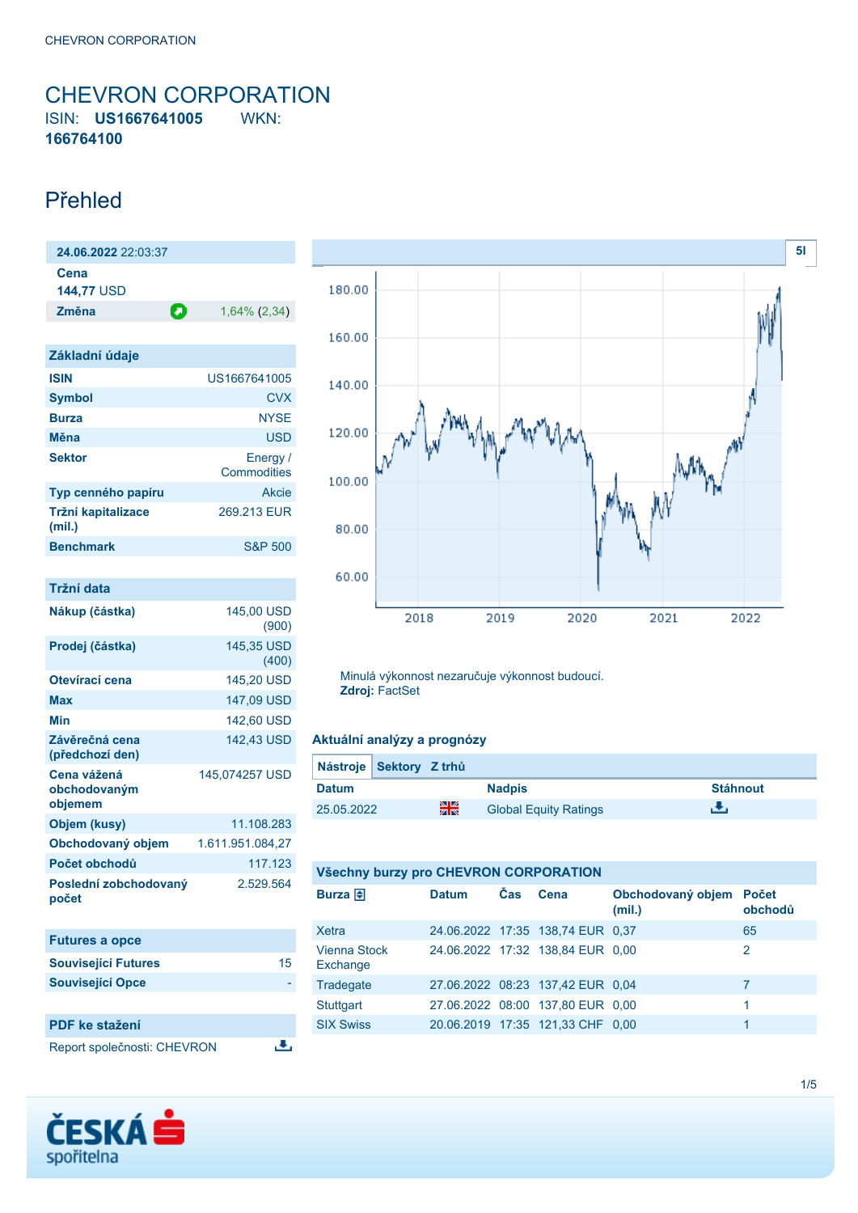# CHEVRON CORPORATION

ISIN: **US1667641005** WKN: **166764100**

## Přehled

**24.06.2022** 22:03:37

| | |
|---|---|
| **Cena** | **144,77** USD |
| **Změna** | 1,64% (2,34) |

### Základní údaje

| | |
|---|---|
| **ISIN** | US1667641005 |
| **Symbol** | CVX |
| **Burza** | NYSE |
| **Měna** | USD |
| **Sektor** | Energy / Commodities |
| **Typ cenného papíru** | Akcie |
| **Tržní kapitalizace (mil.)** | 269.213 EUR |
| **Benchmark** | S&P 500 |

### Tržní data

| | |
|---|---|
| **Nákup (částka)** | 145,00 USD (900) |
| **Prodej (částka)** | 145,35 USD (400) |
| **Otevírací cena** | 145,20 USD |
| **Max** | 147,09 USD |
| **Min** | 142,60 USD |
| **Závěrečná cena (předchozí den)** | 142,43 USD |
| **Cena vážená obchodovaným objemem** | 145,074257 USD |
| **Objem (kusy)** | 11.108.283 |
| **Obchodovaný objem** | 1.611.951.084,27 |
| **Počet obchodů** | 117.123 |
| **Poslední zobchodovaný počet** | 2.529.564 |

### Futures a opce

| | |
|---|---|
| **Související Futures** | 15 |
| **Související Opce** | - |

### PDF ke stažení

Report společnosti: CHEVRON

Minulá výkonnost nezaručuje výkonnost budoucí.
**Zdroj:** FactSet

### Aktuální analýzy a prognózy

Nástroje | Sektory | Z trhů

| Datum | | Nadpis | Stáhnout |
|---|---|---|---|
| 25.05.2022 | | Global Equity Ratings | |

### Všechny burzy pro CHEVRON CORPORATION

| Burza | Datum | Čas | Cena | Obchodovaný objem (mil.) | Počet obchodů |
|---|---|---|---|---|---|
| Xetra | 24.06.2022 | 17:35 | 138,74 EUR | 0,37 | 65 |
| Vienna Stock Exchange | 24.06.2022 | 17:32 | 138,84 EUR | 0,00 | 2 |
| Tradegate | 27.06.2022 | 08:23 | 137,42 EUR | 0,04 | 7 |
| Stuttgart | 27.06.2022 | 08:00 | 137,80 EUR | 0,00 | 1 |
| SIX Swiss | 20.06.2019 | 17:35 | 121,33 CHF | 0,00 | 1 |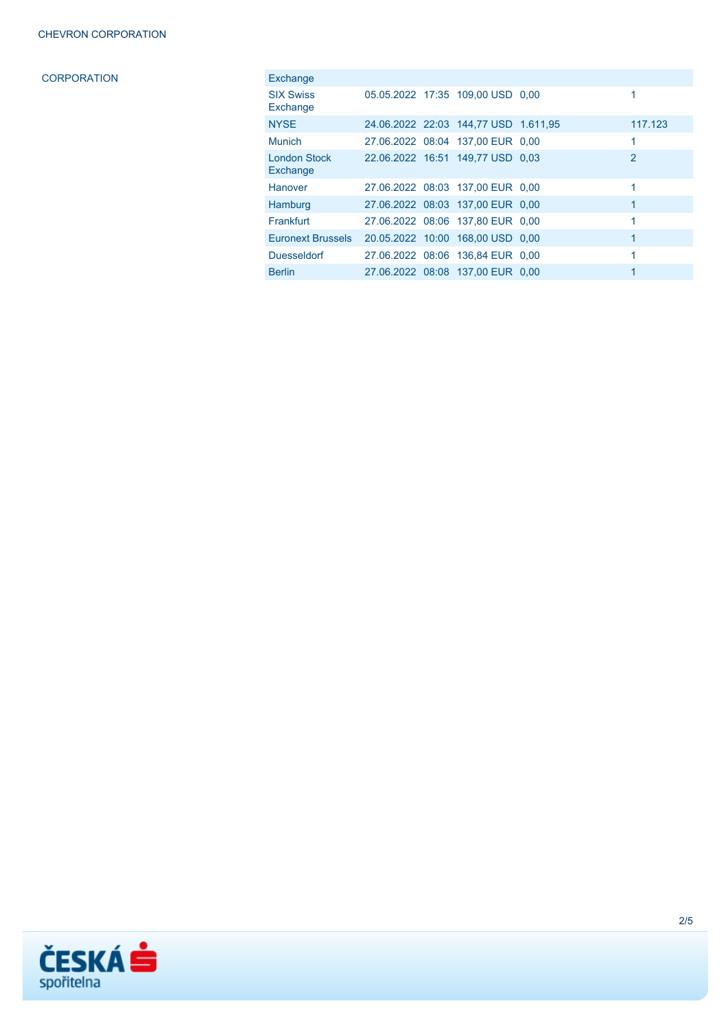CORPORATION

| Exchange | | | | | |
|---|---|---|---|---|---|
| SIX Swiss Exchange | 05.05.2022 | 17:35 | 109,00 USD | 0,00 | 1 |
| NYSE | 24.06.2022 | 22:03 | 144,77 USD | 1.611,95 | 117.123 |
| Munich | 27.06.2022 | 08:04 | 137,00 EUR | 0,00 | 1 |
| London Stock Exchange | 22.06.2022 | 16:51 | 149,77 USD | 0,03 | 2 |
| Hanover | 27.06.2022 | 08:03 | 137,00 EUR | 0,00 | 1 |
| Hamburg | 27.06.2022 | 08:03 | 137,00 EUR | 0,00 | 1 |
| Frankfurt | 27.06.2022 | 08:06 | 137,80 EUR | 0,00 | 1 |
| Euronext Brussels | 20.05.2022 | 10:00 | 168,00 USD | 0,00 | 1 |
| Duesseldorf | 27.06.2022 | 08:06 | 136,84 EUR | 0,00 | 1 |
| Berlin | 27.06.2022 | 08:08 | 137,00 EUR | 0,00 | 1 |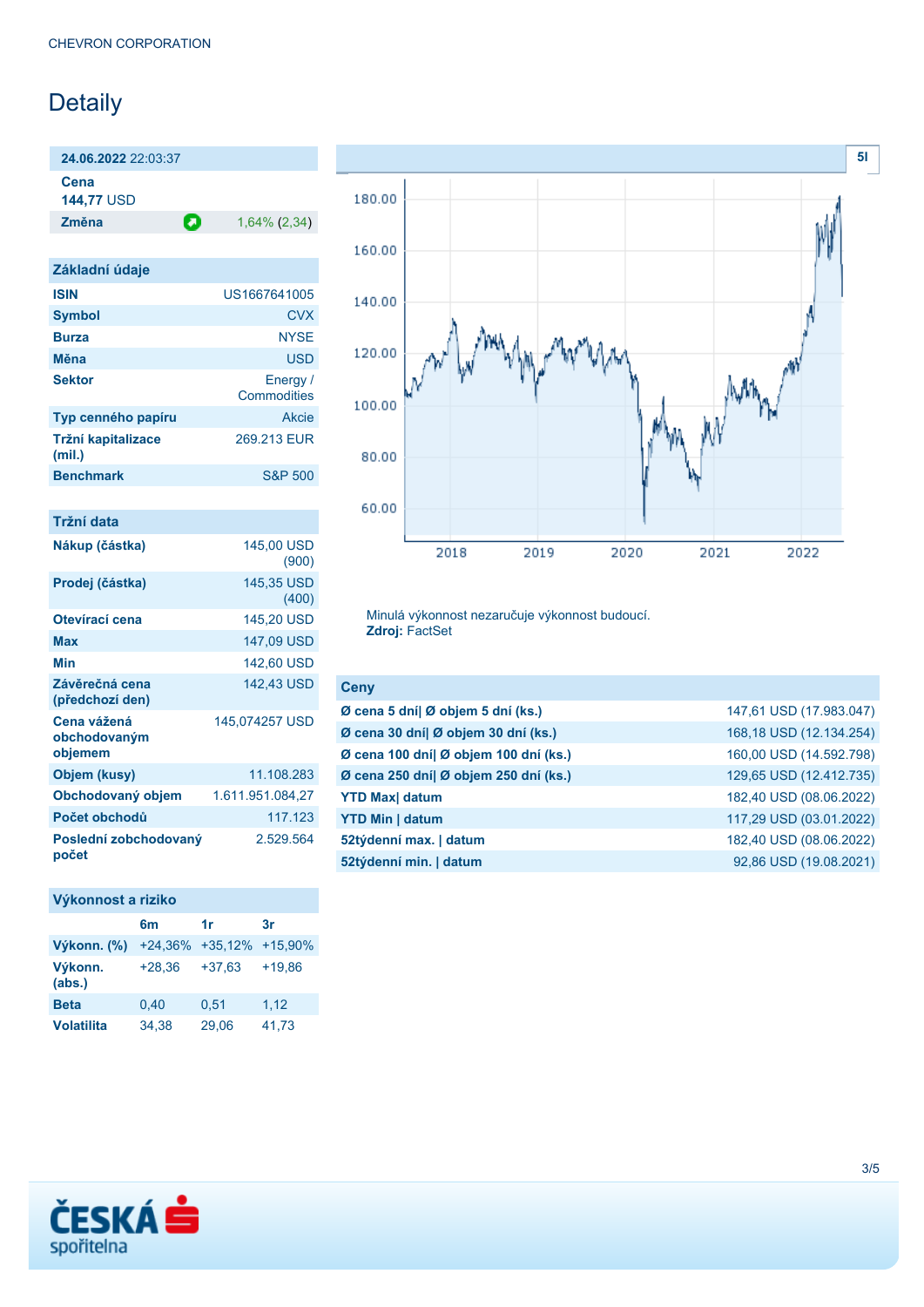# Detaily

| **24.06.2022** 22:03:37 | |
|---|---|
| **Cena** | |
| **144,77** USD | |
| **Změna** | 1,64% (2,34) |

## Základní údaje

| | |
|---|---|
| **ISIN** | US1667641005 |
| **Symbol** | CVX |
| **Burza** | NYSE |
| **Měna** | USD |
| **Sektor** | Energy / Commodities |
| **Typ cenného papíru** | Akcie |
| **Tržní kapitalizace (mil.)** | 269.213 EUR |
| **Benchmark** | S&P 500 |

## Tržní data

| | |
|---|---|
| **Nákup (částka)** | 145,00 USD (900) |
| **Prodej (částka)** | 145,35 USD (400) |
| **Otevírací cena** | 145,20 USD |
| **Max** | 147,09 USD |
| **Min** | 142,60 USD |
| **Závěrečná cena (předchozí den)** | 142,43 USD |
| **Cena vážená obchodovaným objemem** | 145,074257 USD |
| **Objem (kusy)** | 11.108.283 |
| **Obchodovaný objem** | 1.611.951.084,27 |
| **Počet obchodů** | 117.123 |
| **Poslední zobchodovaný počet** | 2.529.564 |

## Výkonnost a riziko

| | 6m | 1r | 3r |
|---|---|---|---|
| **Výkonn. (%)** | +24,36% | +35,12% | +15,90% |
| **Výkonn. (abs.)** | +28,36 | +37,63 | +19,86 |
| **Beta** | 0,40 | 0,51 | 1,12 |
| **Volatilita** | 34,38 | 29,06 | 41,73 |

Minulá výkonnost nezaručuje výkonnost budoucí.
**Zdroj:** FactSet

## Ceny

| | |
|---|---|
| **Ø cena 5 dní\| Ø objem 5 dní (ks.)** | 147,61 USD (17.983.047) |
| **Ø cena 30 dní\| Ø objem 30 dní (ks.)** | 168,18 USD (12.134.254) |
| **Ø cena 100 dní\| Ø objem 100 dní (ks.)** | 160,00 USD (14.592.798) |
| **Ø cena 250 dní\| Ø objem 250 dní (ks.)** | 129,65 USD (12.412.735) |
| **YTD Max\| datum** | 182,40 USD (08.06.2022) |
| **YTD Min \| datum** | 117,29 USD (03.01.2022) |
| **52týdenní max. \| datum** | 182,40 USD (08.06.2022) |
| **52týdenní min. \| datum** | 92,86 USD (19.08.2021) |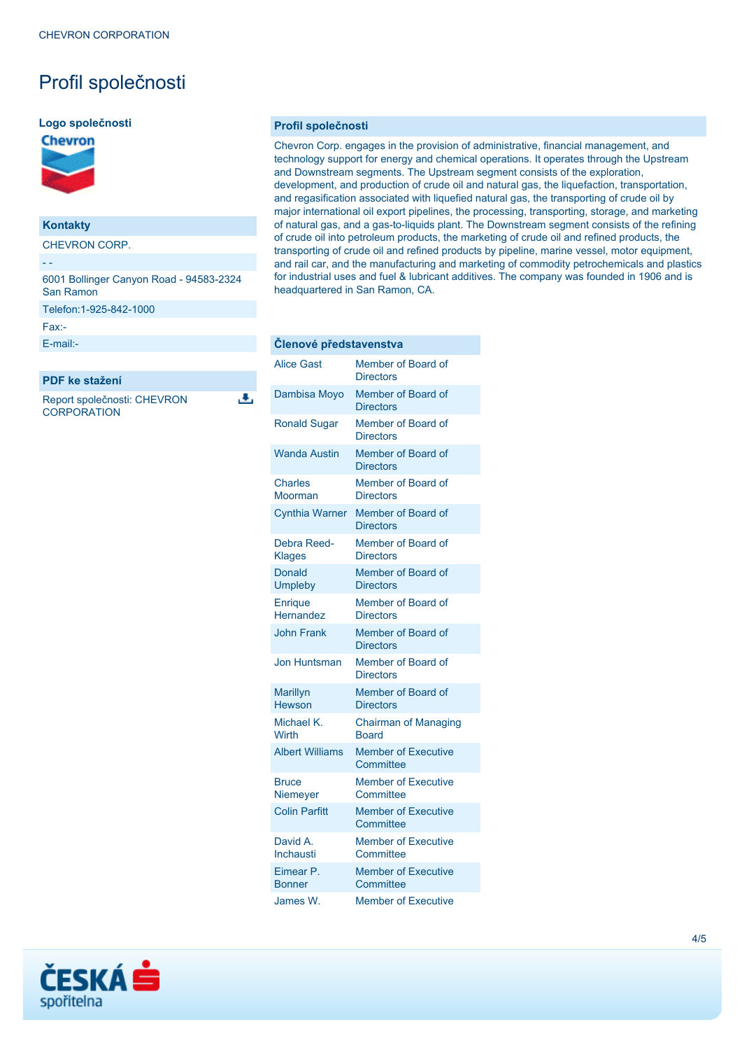# Profil společnosti

### Logo společnosti

### Kontakty

CHEVRON CORP.

- -

6001 Bollinger Canyon Road - 94583-2324 San Ramon

Telefon:1-925-842-1000

Fax:-

E-mail:-

### PDF ke stažení

Report společnosti: CHEVRON CORPORATION

### Profil společnosti

Chevron Corp. engages in the provision of administrative, financial management, and technology support for energy and chemical operations. It operates through the Upstream and Downstream segments. The Upstream segment consists of the exploration, development, and production of crude oil and natural gas, the liquefaction, transportation, and regasification associated with liquefied natural gas, the transporting of crude oil by major international oil export pipelines, the processing, transporting, storage, and marketing of natural gas, and a gas-to-liquids plant. The Downstream segment consists of the refining of crude oil into petroleum products, the marketing of crude oil and refined products, the transporting of crude oil and refined products by pipeline, marine vessel, motor equipment, and rail car, and the manufacturing and marketing of commodity petrochemicals and plastics for industrial uses and fuel & lubricant additives. The company was founded in 1906 and is headquartered in San Ramon, CA.

### Členové představenstva

| Členové představenstva | |
|---|---|
| Alice Gast | Member of Board of Directors |
| Dambisa Moyo | Member of Board of Directors |
| Ronald Sugar | Member of Board of Directors |
| Wanda Austin | Member of Board of Directors |
| Charles Moorman | Member of Board of Directors |
| Cynthia Warner | Member of Board of Directors |
| Debra Reed-Klages | Member of Board of Directors |
| Donald Umpleby | Member of Board of Directors |
| Enrique Hernandez | Member of Board of Directors |
| John Frank | Member of Board of Directors |
| Jon Huntsman | Member of Board of Directors |
| Marillyn Hewson | Member of Board of Directors |
| Michael K. Wirth | Chairman of Managing Board |
| Albert Williams | Member of Executive Committee |
| Bruce Niemeyer | Member of Executive Committee |
| Colin Parfitt | Member of Executive Committee |
| David A. Inchausti | Member of Executive Committee |
| Eimear P. Bonner | Member of Executive Committee |
| James W. | Member of Executive |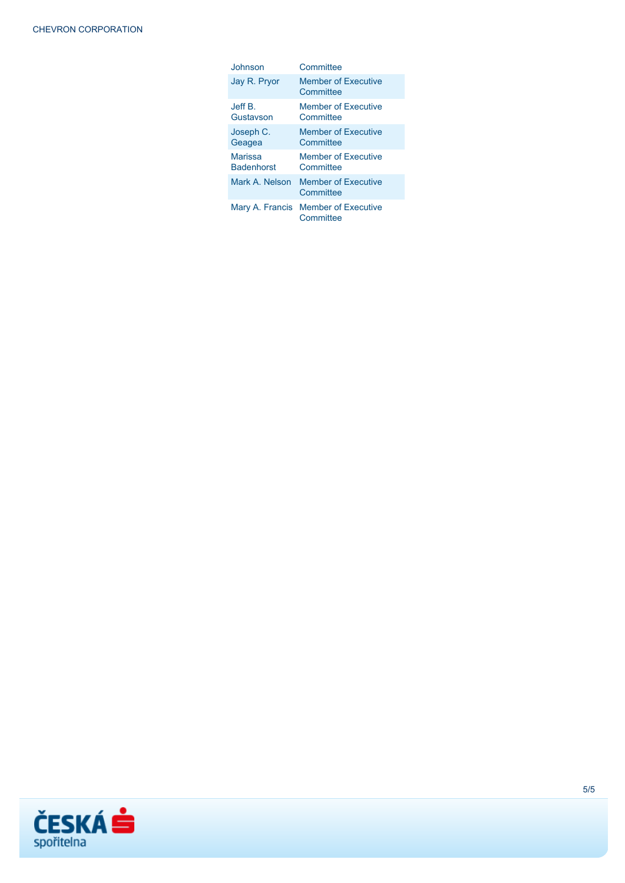| | |
|---|---|
| Johnson | Committee |
| Jay R. Pryor | Member of Executive Committee |
| Jeff B. Gustavson | Member of Executive Committee |
| Joseph C. Geagea | Member of Executive Committee |
| Marissa Badenhorst | Member of Executive Committee |
| Mark A. Nelson | Member of Executive Committee |
| Mary A. Francis | Member of Executive Committee |